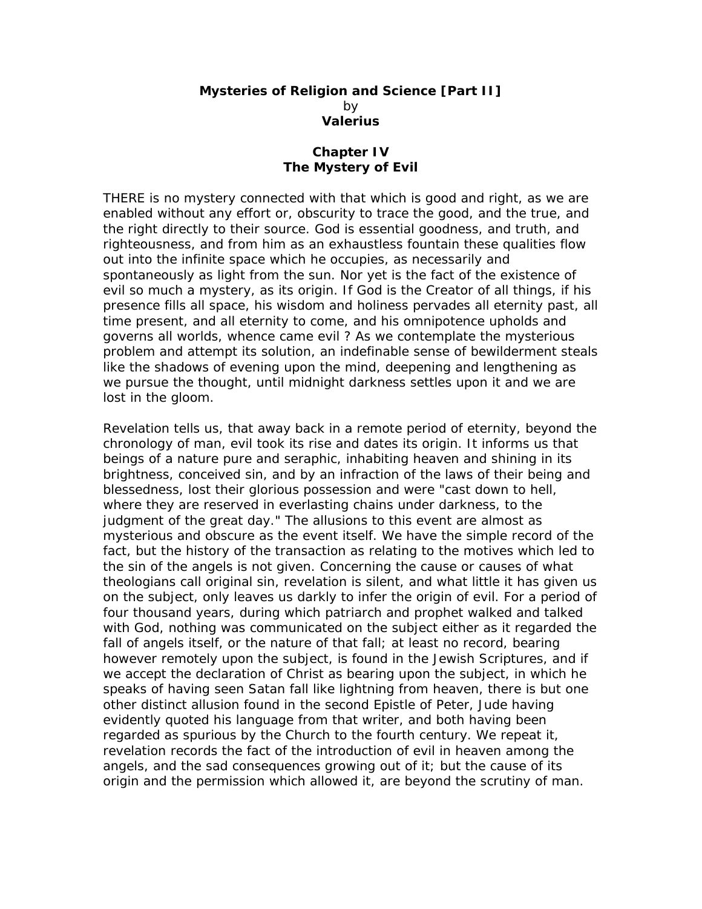# Mysteries of Religion and Science [Part II]

by

**Valerius**

## Chapter IV
## The Mystery of Evil

THERE is no mystery connected with that which is good and right, as we are enabled without any effort or, obscurity to trace the good, and the true, and the right directly to their source. God is essential goodness, and truth, and righteousness, and from him as an exhaustless fountain these qualities flow out into the infinite space which he occupies, as necessarily and spontaneously as light from the sun. Nor yet is the fact of the existence of evil so much a mystery, as its origin. If God is the Creator of all things, if his presence fills all space, his wisdom and holiness pervades all eternity past, all time present, and all eternity to come, and his omnipotence upholds and governs all worlds, whence came evil ? As we contemplate the mysterious problem and attempt its solution, an indefinable sense of bewilderment steals like the shadows of evening upon the mind, deepening and lengthening as we pursue the thought, until midnight darkness settles upon it and we are lost in the gloom.

Revelation tells us, that away back in a remote period of eternity, beyond the chronology of man, evil took its rise and dates its origin. It informs us that beings of a nature pure and seraphic, inhabiting heaven and shining in its brightness, conceived sin, and by an infraction of the laws of their being and blessedness, lost their glorious possession and were "cast down to hell, where they are reserved in everlasting chains under darkness, to the judgment of the great day." The allusions to this event are almost as mysterious and obscure as the event itself. We have the simple record of the fact, but the history of the transaction as relating to the motives which led to the sin of the angels is not given. Concerning the cause or causes of what theologians call original sin, revelation is silent, and what little it has given us on the subject, only leaves us darkly to infer the origin of evil. For a period of four thousand years, during which patriarch and prophet walked and talked with God, nothing was communicated on the subject either as it regarded the fall of angels itself, or the nature of that fall; at least no record, bearing however remotely upon the subject, is found in the Jewish Scriptures, and if we accept the declaration of Christ as bearing upon the subject, in which he speaks of having seen Satan fall like lightning from heaven, there is but one other distinct allusion found in the second Epistle of Peter, Jude having evidently quoted his language from that writer, and both having been regarded as spurious by the Church to the fourth century. We repeat it, revelation records the fact of the introduction of evil in heaven among the angels, and the sad consequences growing out of it; but the cause of its origin and the permission which allowed it, are beyond the scrutiny of man.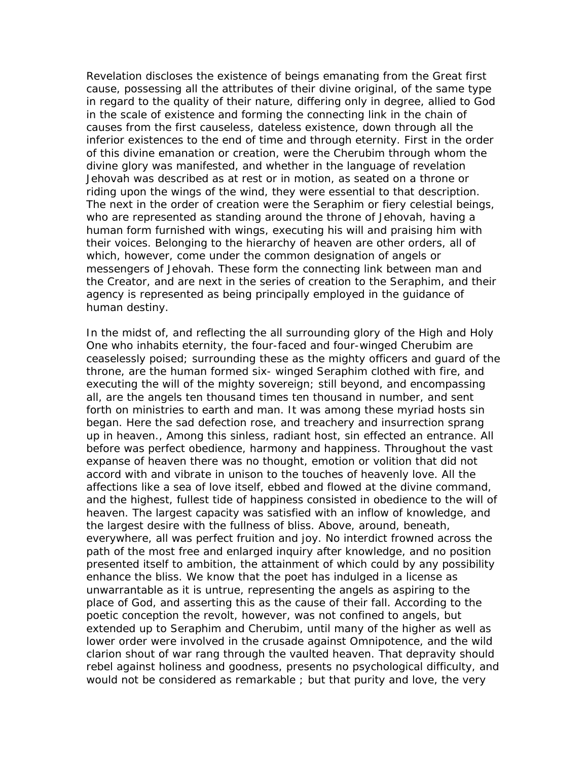Revelation discloses the existence of beings emanating from the Great first cause, possessing all the attributes of their divine original, of the same type in regard to the quality of their nature, differing only in degree, allied to God in the scale of existence and forming the connecting link in the chain of causes from the first causeless, dateless existence, down through all the inferior existences to the end of time and through eternity. First in the order of this divine emanation or creation, were the Cherubim through whom the divine glory was manifested, and whether in the language of revelation Jehovah was described as at rest or in motion, as seated on a throne or riding upon the wings of the wind, they were essential to that description. The next in the order of creation were the Seraphim or fiery celestial beings, who are represented as standing around the throne of Jehovah, having a human form furnished with wings, executing his will and praising him with their voices. Belonging to the hierarchy of heaven are other orders, all of which, however, come under the common designation of angels or messengers of Jehovah. These form the connecting link between man and the Creator, and are next in the series of creation to the Seraphim, and their agency is represented as being principally employed in the guidance of human destiny.

In the midst of, and reflecting the all surrounding glory of the High and Holy One who inhabits eternity, the four-faced and four-winged Cherubim are ceaselessly poised; surrounding these as the mighty officers and guard of the throne, are the human formed six- winged Seraphim clothed with fire, and executing the will of the mighty sovereign; still beyond, and encompassing all, are the angels ten thousand times ten thousand in number, and sent forth on ministries to earth and man. It was among these myriad hosts sin began. Here the sad defection rose, and treachery and insurrection sprang up in heaven., Among this sinless, radiant host, sin effected an entrance. All before was perfect obedience, harmony and happiness. Throughout the vast expanse of heaven there was no thought, emotion or volition that did not accord with and vibrate in unison to the touches of heavenly love. All the affections like a sea of love itself, ebbed and flowed at the divine command, and the highest, fullest tide of happiness consisted in obedience to the will of heaven. The largest capacity was satisfied with an inflow of knowledge, and the largest desire with the fullness of bliss. Above, around, beneath, everywhere, all was perfect fruition and joy. No interdict frowned across the path of the most free and enlarged inquiry after knowledge, and no position presented itself to ambition, the attainment of which could by any possibility enhance the bliss. We know that the poet has indulged in a license as unwarrantable as it is untrue, representing the angels as aspiring to the place of God, and asserting this as the cause of their fall. According to the poetic conception the revolt, however, was not confined to angels, but extended up to Seraphim and Cherubim, until many of the higher as well as lower order were involved in the crusade against Omnipotence, and the wild clarion shout of war rang through the vaulted heaven. That depravity should rebel against holiness and goodness, presents no psychological difficulty, and would not be considered as remarkable ; but that purity and love, the very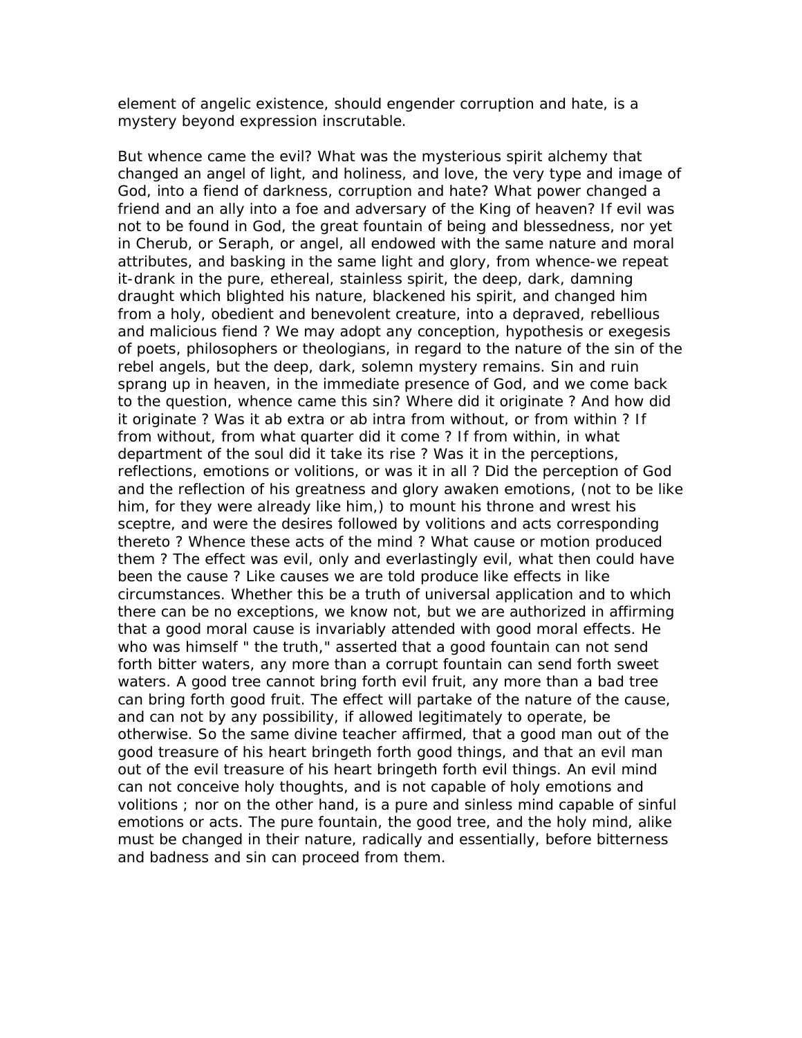element of angelic existence, should engender corruption and hate, is a mystery beyond expression inscrutable.

But whence came the evil? What was the mysterious spirit alchemy that changed an angel of light, and holiness, and love, the very type and image of God, into a fiend of darkness, corruption and hate? What power changed a friend and an ally into a foe and adversary of the King of heaven? If evil was not to be found in God, the great fountain of being and blessedness, nor yet in Cherub, or Seraph, or angel, all endowed with the same nature and moral attributes, and basking in the same light and glory, from whence-we repeat it-drank in the pure, ethereal, stainless spirit, the deep, dark, damning draught which blighted his nature, blackened his spirit, and changed him from a holy, obedient and benevolent creature, into a depraved, rebellious and malicious fiend ? We may adopt any conception, hypothesis or exegesis of poets, philosophers or theologians, in regard to the nature of the sin of the rebel angels, but the deep, dark, solemn mystery remains. Sin and ruin sprang up in heaven, in the immediate presence of God, and we come back to the question, whence came this sin? Where did it originate ? And how did it originate ? Was it ab extra or ab intra from without, or from within ? If from without, from what quarter did it come ? If from within, in what department of the soul did it take its rise ? Was it in the perceptions, reflections, emotions or volitions, or was it in all ? Did the perception of God and the reflection of his greatness and glory awaken emotions, (not to be like him, for they were already like him,) to mount his throne and wrest his sceptre, and were the desires followed by volitions and acts corresponding thereto ? Whence these acts of the mind ? What cause or motion produced them ? The effect was evil, only and everlastingly evil, what then could have been the cause ? Like causes we are told produce like effects in like circumstances. Whether this be a truth of universal application and to which there can be no exceptions, we know not, but we are authorized in affirming that a good moral cause is invariably attended with good moral effects. He who was himself " the truth," asserted that a good fountain can not send forth bitter waters, any more than a corrupt fountain can send forth sweet waters. A good tree cannot bring forth evil fruit, any more than a bad tree can bring forth good fruit. The effect will partake of the nature of the cause, and can not by any possibility, if allowed legitimately to operate, be otherwise. So the same divine teacher affirmed, that a good man out of the good treasure of his heart bringeth forth good things, and that an evil man out of the evil treasure of his heart bringeth forth evil things. An evil mind can not conceive holy thoughts, and is not capable of holy emotions and volitions ; nor on the other hand, is a pure and sinless mind capable of sinful emotions or acts. The pure fountain, the good tree, and the holy mind, alike must be changed in their nature, radically and essentially, before bitterness and badness and sin can proceed from them.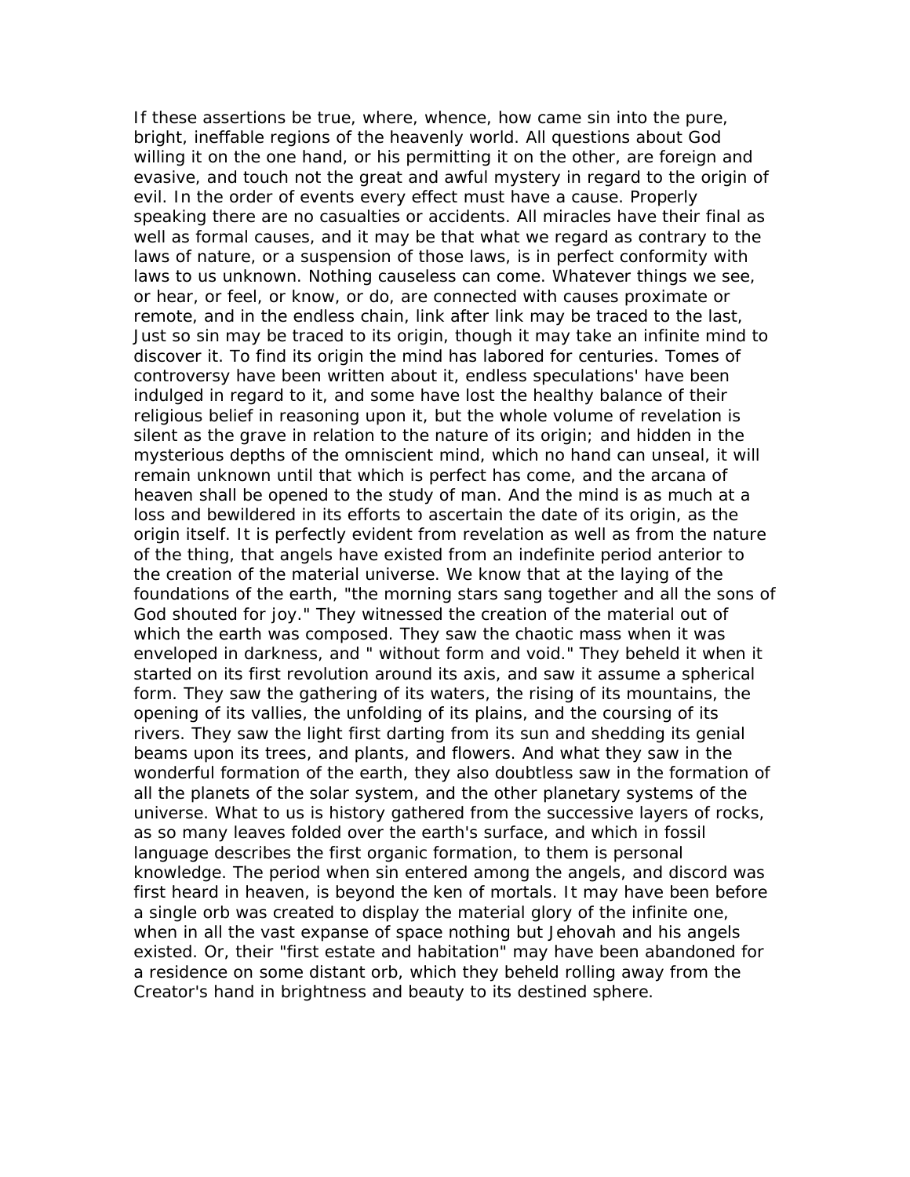If these assertions be true, where, whence, how came sin into the pure, bright, ineffable regions of the heavenly world. All questions about God willing it on the one hand, or his permitting it on the other, are foreign and evasive, and touch not the great and awful mystery in regard to the origin of evil. In the order of events every effect must have a cause. Properly speaking there are no casualties or accidents. All miracles have their final as well as formal causes, and it may be that what we regard as contrary to the laws of nature, or a suspension of those laws, is in perfect conformity with laws to us unknown. Nothing causeless can come. Whatever things we see, or hear, or feel, or know, or do, are connected with causes proximate or remote, and in the endless chain, link after link may be traced to the last, Just so sin may be traced to its origin, though it may take an infinite mind to discover it. To find its origin the mind has labored for centuries. Tomes of controversy have been written about it, endless speculations' have been indulged in regard to it, and some have lost the healthy balance of their religious belief in reasoning upon it, but the whole volume of revelation is silent as the grave in relation to the nature of its origin; and hidden in the mysterious depths of the omniscient mind, which no hand can unseal, it will remain unknown until that which is perfect has come, and the arcana of heaven shall be opened to the study of man. And the mind is as much at a loss and bewildered in its efforts to ascertain the date of its origin, as the origin itself. It is perfectly evident from revelation as well as from the nature of the thing, that angels have existed from an indefinite period anterior to the creation of the material universe. We know that at the laying of the foundations of the earth, "the morning stars sang together and all the sons of God shouted for joy." They witnessed the creation of the material out of which the earth was composed. They saw the chaotic mass when it was enveloped in darkness, and " without form and void." They beheld it when it started on its first revolution around its axis, and saw it assume a spherical form. They saw the gathering of its waters, the rising of its mountains, the opening of its vallies, the unfolding of its plains, and the coursing of its rivers. They saw the light first darting from its sun and shedding its genial beams upon its trees, and plants, and flowers. And what they saw in the wonderful formation of the earth, they also doubtless saw in the formation of all the planets of the solar system, and the other planetary systems of the universe. What to us is history gathered from the successive layers of rocks, as so many leaves folded over the earth's surface, and which in fossil language describes the first organic formation, to them is personal knowledge. The period when sin entered among the angels, and discord was first heard in heaven, is beyond the ken of mortals. It may have been before a single orb was created to display the material glory of the infinite one, when in all the vast expanse of space nothing but Jehovah and his angels existed. Or, their "first estate and habitation" may have been abandoned for a residence on some distant orb, which they beheld rolling away from the Creator's hand in brightness and beauty to its destined sphere.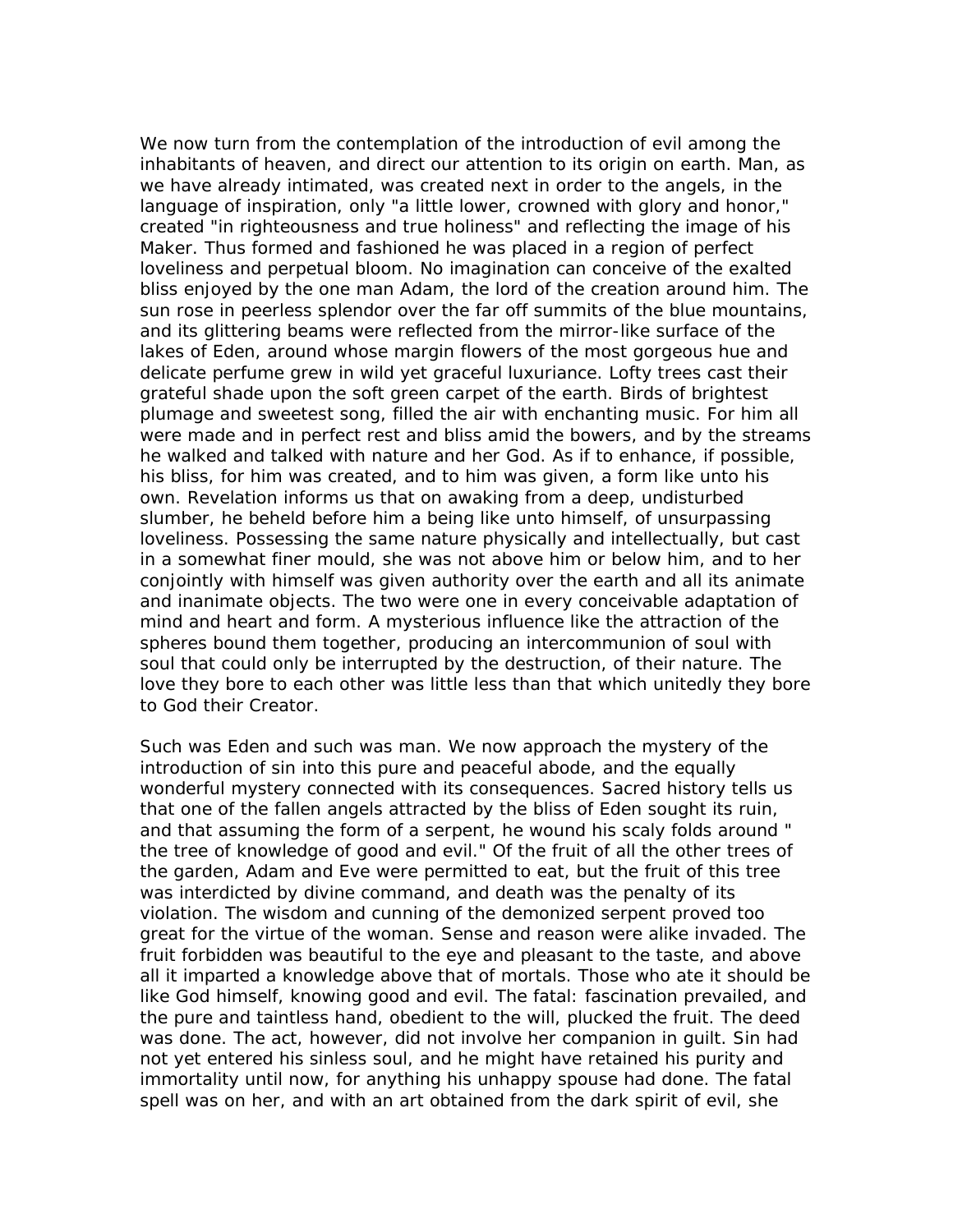We now turn from the contemplation of the introduction of evil among the inhabitants of heaven, and direct our attention to its origin on earth. Man, as we have already intimated, was created next in order to the angels, in the language of inspiration, only "a little lower, crowned with glory and honor," created "in righteousness and true holiness" and reflecting the image of his Maker. Thus formed and fashioned he was placed in a region of perfect loveliness and perpetual bloom. No imagination can conceive of the exalted bliss enjoyed by the one man Adam, the lord of the creation around him. The sun rose in peerless splendor over the far off summits of the blue mountains, and its glittering beams were reflected from the mirror-like surface of the lakes of Eden, around whose margin flowers of the most gorgeous hue and delicate perfume grew in wild yet graceful luxuriance. Lofty trees cast their grateful shade upon the soft green carpet of the earth. Birds of brightest plumage and sweetest song, filled the air with enchanting music. For him all were made and in perfect rest and bliss amid the bowers, and by the streams he walked and talked with nature and her God. As if to enhance, if possible, his bliss, for him was created, and to him was given, a form like unto his own. Revelation informs us that on awaking from a deep, undisturbed slumber, he beheld before him a being like unto himself, of unsurpassing loveliness. Possessing the same nature physically and intellectually, but cast in a somewhat finer mould, she was not above him or below him, and to her conjointly with himself was given authority over the earth and all its animate and inanimate objects. The two were one in every conceivable adaptation of mind and heart and form. A mysterious influence like the attraction of the spheres bound them together, producing an intercommunion of soul with soul that could only be interrupted by the destruction, of their nature. The love they bore to each other was little less than that which unitedly they bore to God their Creator.

Such was Eden and such was man. We now approach the mystery of the introduction of sin into this pure and peaceful abode, and the equally wonderful mystery connected with its consequences. Sacred history tells us that one of the fallen angels attracted by the bliss of Eden sought its ruin, and that assuming the form of a serpent, he wound his scaly folds around " the tree of knowledge of good and evil." Of the fruit of all the other trees of the garden, Adam and Eve were permitted to eat, but the fruit of this tree was interdicted by divine command, and death was the penalty of its violation. The wisdom and cunning of the demonized serpent proved too great for the virtue of the woman. Sense and reason were alike invaded. The fruit forbidden was beautiful to the eye and pleasant to the taste, and above all it imparted a knowledge above that of mortals. Those who ate it should be like God himself, knowing good and evil. The fatal: fascination prevailed, and the pure and taintless hand, obedient to the will, plucked the fruit. The deed was done. The act, however, did not involve her companion in guilt. Sin had not yet entered his sinless soul, and he might have retained his purity and immortality until now, for anything his unhappy spouse had done. The fatal spell was on her, and with an art obtained from the dark spirit of evil, she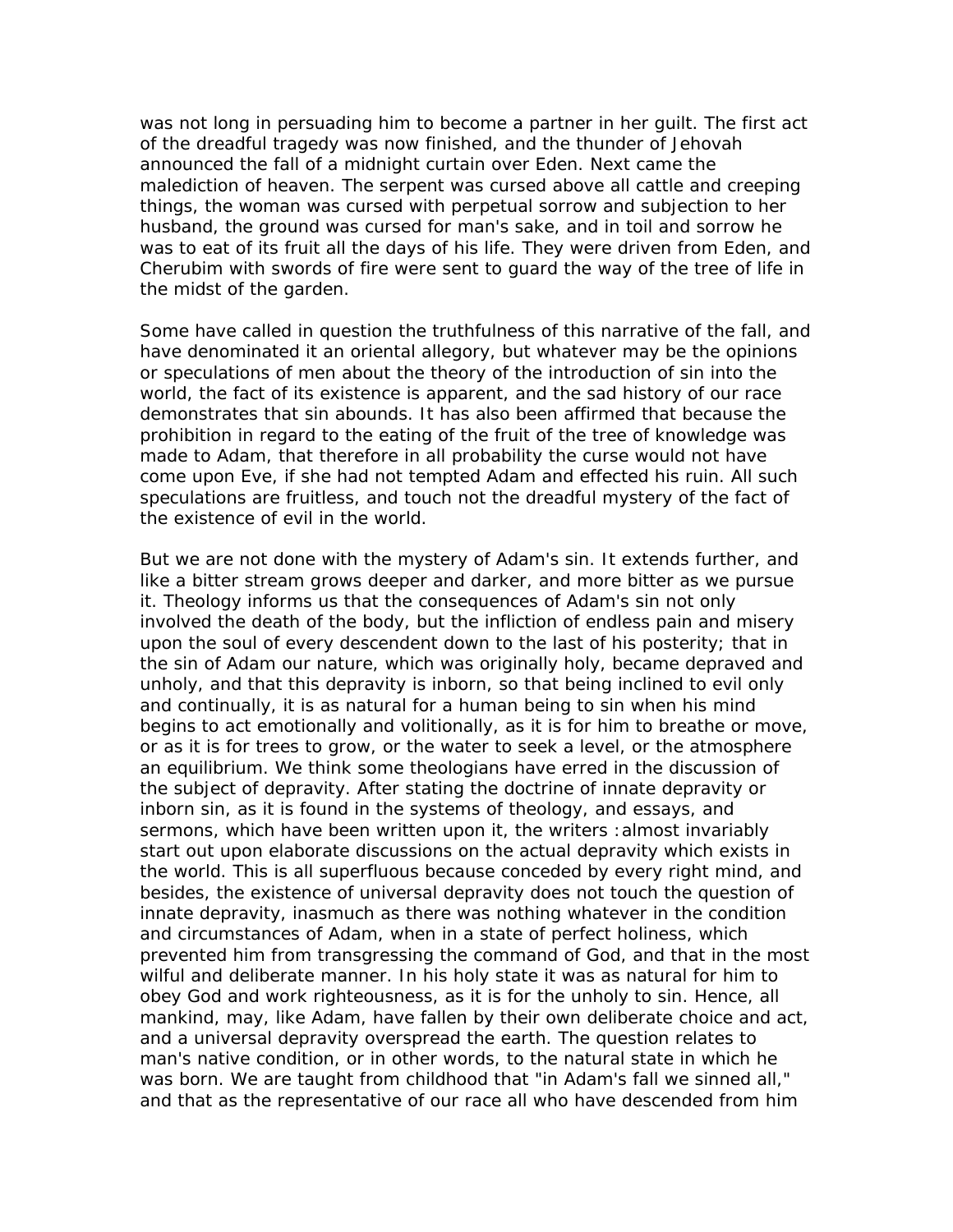was not long in persuading him to become a partner in her guilt. The first act of the dreadful tragedy was now finished, and the thunder of Jehovah announced the fall of a midnight curtain over Eden. Next came the malediction of heaven. The serpent was cursed above all cattle and creeping things, the woman was cursed with perpetual sorrow and subjection to her husband, the ground was cursed for man's sake, and in toil and sorrow he was to eat of its fruit all the days of his life. They were driven from Eden, and Cherubim with swords of fire were sent to guard the way of the tree of life in the midst of the garden.

Some have called in question the truthfulness of this narrative of the fall, and have denominated it an oriental allegory, but whatever may be the opinions or speculations of men about the theory of the introduction of sin into the world, the fact of its existence is apparent, and the sad history of our race demonstrates that sin abounds. It has also been affirmed that because the prohibition in regard to the eating of the fruit of the tree of knowledge was made to Adam, that therefore in all probability the curse would not have come upon Eve, if she had not tempted Adam and effected his ruin. All such speculations are fruitless, and touch not the dreadful mystery of the fact of the existence of evil in the world.

But we are not done with the mystery of Adam's sin. It extends further, and like a bitter stream grows deeper and darker, and more bitter as we pursue it. Theology informs us that the consequences of Adam's sin not only involved the death of the body, but the infliction of endless pain and misery upon the soul of every descendent down to the last of his posterity; that in the sin of Adam our nature, which was originally holy, became depraved and unholy, and that this depravity is inborn, so that being inclined to evil only and continually, it is as natural for a human being to sin when his mind begins to act emotionally and volitionally, as it is for him to breathe or move, or as it is for trees to grow, or the water to seek a level, or the atmosphere an equilibrium. We think some theologians have erred in the discussion of the subject of depravity. After stating the doctrine of innate depravity or inborn sin, as it is found in the systems of theology, and essays, and sermons, which have been written upon it, the writers :almost invariably start out upon elaborate discussions on the actual depravity which exists in the world. This is all superfluous because conceded by every right mind, and besides, the existence of universal depravity does not touch the question of innate depravity, inasmuch as there was nothing whatever in the condition and circumstances of Adam, when in a state of perfect holiness, which prevented him from transgressing the command of God, and that in the most wilful and deliberate manner. In his holy state it was as natural for him to obey God and work righteousness, as it is for the unholy to sin. Hence, all mankind, may, like Adam, have fallen by their own deliberate choice and act, and a universal depravity overspread the earth. The question relates to man's native condition, or in other words, to the natural state in which he was born. We are taught from childhood that "in Adam's fall we sinned all," and that as the representative of our race all who have descended from him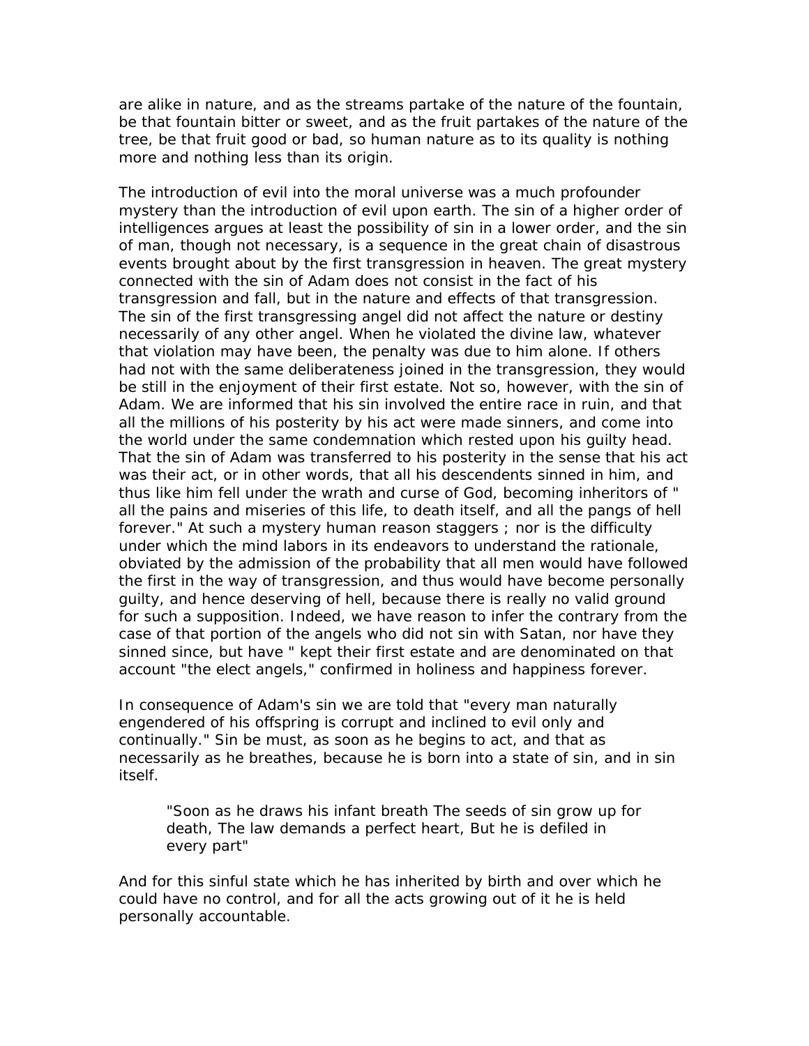are alike in nature, and as the streams partake of the nature of the fountain, be that fountain bitter or sweet, and as the fruit partakes of the nature of the tree, be that fruit good or bad, so human nature as to its quality is nothing more and nothing less than its origin.

The introduction of evil into the moral universe was a much profounder mystery than the introduction of evil upon earth. The sin of a higher order of intelligences argues at least the possibility of sin in a lower order, and the sin of man, though not necessary, is a sequence in the great chain of disastrous events brought about by the first transgression in heaven. The great mystery connected with the sin of Adam does not consist in the fact of his transgression and fall, but in the nature and effects of that transgression. The sin of the first transgressing angel did not affect the nature or destiny necessarily of any other angel. When he violated the divine law, whatever that violation may have been, the penalty was due to him alone. If others had not with the same deliberateness joined in the transgression, they would be still in the enjoyment of their first estate. Not so, however, with the sin of Adam. We are informed that his sin involved the entire race in ruin, and that all the millions of his posterity by his act were made sinners, and come into the world under the same condemnation which rested upon his guilty head. That the sin of Adam was transferred to his posterity in the sense that his act was their act, or in other words, that all his descendents sinned in him, and thus like him fell under the wrath and curse of God, becoming inheritors of " all the pains and miseries of this life, to death itself, and all the pangs of hell forever." At such a mystery human reason staggers ; nor is the difficulty under which the mind labors in its endeavors to understand the rationale, obviated by the admission of the probability that all men would have followed the first in the way of transgression, and thus would have become personally guilty, and hence deserving of hell, because there is really no valid ground for such a supposition. Indeed, we have reason to infer the contrary from the case of that portion of the angels who did not sin with Satan, nor have they sinned since, but have " kept their first estate and are denominated on that account "the elect angels," confirmed in holiness and happiness forever.

In consequence of Adam's sin we are told that "every man naturally engendered of his offspring is corrupt and inclined to evil only and continually." Sin be must, as soon as he begins to act, and that as necessarily as he breathes, because he is born into a state of sin, and in sin itself.

> "Soon as he draws his infant breath The seeds of sin grow up for death, The law demands a perfect heart, But he is defiled in every part"

And for this sinful state which he has inherited by birth and over which he could have no control, and for all the acts growing out of it he is held personally accountable.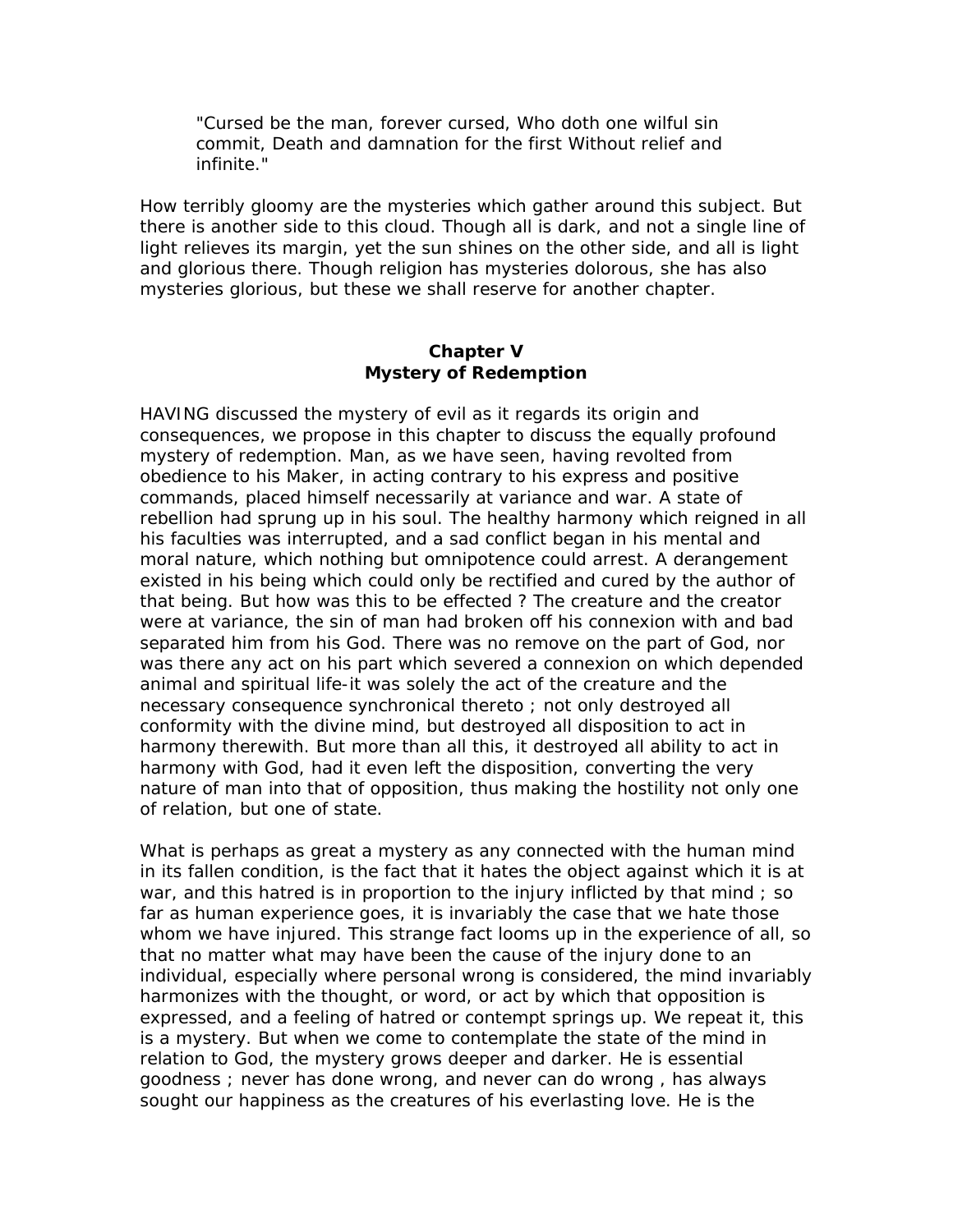> "Cursed be the man, forever cursed, Who doth one wilful sin commit, Death and damnation for the first Without relief and infinite."

How terribly gloomy are the mysteries which gather around this subject. But there is another side to this cloud. Though all is dark, and not a single line of light relieves its margin, yet the sun shines on the other side, and all is light and glorious there. Though religion has mysteries dolorous, she has also mysteries glorious, but these we shall reserve for another chapter.

## Chapter V
## Mystery of Redemption

HAVING discussed the mystery of evil as it regards its origin and consequences, we propose in this chapter to discuss the equally profound mystery of redemption. Man, as we have seen, having revolted from obedience to his Maker, in acting contrary to his express and positive commands, placed himself necessarily at variance and war. A state of rebellion had sprung up in his soul. The healthy harmony which reigned in all his faculties was interrupted, and a sad conflict began in his mental and moral nature, which nothing but omnipotence could arrest. A derangement existed in his being which could only be rectified and cured by the author of that being. But how was this to be effected ? The creature and the creator were at variance, the sin of man had broken off his connexion with and bad separated him from his God. There was no remove on the part of God, nor was there any act on his part which severed a connexion on which depended animal and spiritual life-it was solely the act of the creature and the necessary consequence synchronical thereto ; not only destroyed all conformity with the divine mind, but destroyed all disposition to act in harmony therewith. But more than all this, it destroyed all ability to act in harmony with God, had it even left the disposition, converting the very nature of man into that of opposition, thus making the hostility not only one of relation, but one of state.

What is perhaps as great a mystery as any connected with the human mind in its fallen condition, is the fact that it hates the object against which it is at war, and this hatred is in proportion to the injury inflicted by that mind ; so far as human experience goes, it is invariably the case that we hate those whom we have injured. This strange fact looms up in the experience of all, so that no matter what may have been the cause of the injury done to an individual, especially where personal wrong is considered, the mind invariably harmonizes with the thought, or word, or act by which that opposition is expressed, and a feeling of hatred or contempt springs up. We repeat it, this is a mystery. But when we come to contemplate the state of the mind in relation to God, the mystery grows deeper and darker. He is essential goodness ; never has done wrong, and never can do wrong , has always sought our happiness as the creatures of his everlasting love. He is the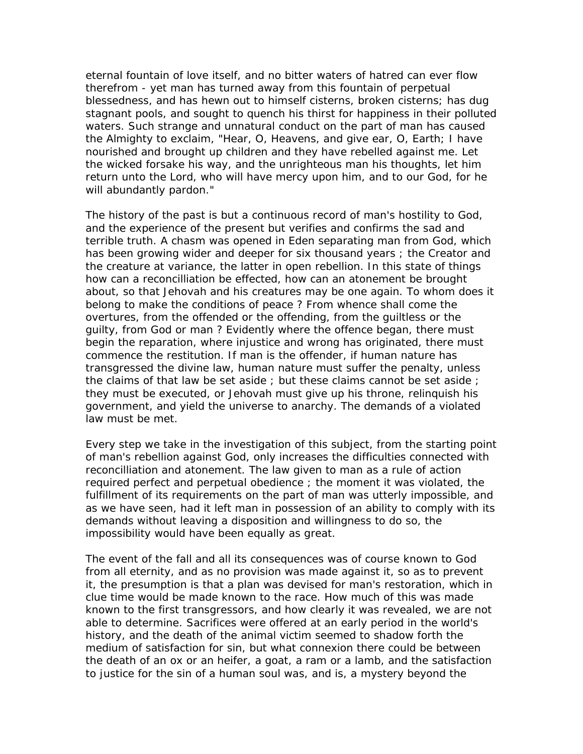eternal fountain of love itself, and no bitter waters of hatred can ever flow therefrom - yet man has turned away from this fountain of perpetual blessedness, and has hewn out to himself cisterns, broken cisterns; has dug stagnant pools, and sought to quench his thirst for happiness in their polluted waters. Such strange and unnatural conduct on the part of man has caused the Almighty to exclaim, "Hear, O, Heavens, and give ear, O, Earth; I have nourished and brought up children and they have rebelled against me. Let the wicked forsake his way, and the unrighteous man his thoughts, let him return unto the Lord, who will have mercy upon him, and to our God, for he will abundantly pardon."

The history of the past is but a continuous record of man's hostility to God, and the experience of the present but verifies and confirms the sad and terrible truth. A chasm was opened in Eden separating man from God, which has been growing wider and deeper for six thousand years ; the Creator and the creature at variance, the latter in open rebellion. In this state of things how can a reconcilliation be effected, how can an atonement be brought about, so that Jehovah and his creatures may be one again. To whom does it belong to make the conditions of peace ? From whence shall come the overtures, from the offended or the offending, from the guiltless or the guilty, from God or man ? Evidently where the offence began, there must begin the reparation, where injustice and wrong has originated, there must commence the restitution. If man is the offender, if human nature has transgressed the divine law, human nature must suffer the penalty, unless the claims of that law be set aside ; but these claims cannot be set aside ; they must be executed, or Jehovah must give up his throne, relinquish his government, and yield the universe to anarchy. The demands of a violated law must be met.

Every step we take in the investigation of this subject, from the starting point of man's rebellion against God, only increases the difficulties connected with reconcilliation and atonement. The law given to man as a rule of action required perfect and perpetual obedience ; the moment it was violated, the fulfillment of its requirements on the part of man was utterly impossible, and as we have seen, had it left man in possession of an ability to comply with its demands without leaving a disposition and willingness to do so, the impossibility would have been equally as great.

The event of the fall and all its consequences was of course known to God from all eternity, and as no provision was made against it, so as to prevent it, the presumption is that a plan was devised for man's restoration, which in clue time would be made known to the race. How much of this was made known to the first transgressors, and how clearly it was revealed, we are not able to determine. Sacrifices were offered at an early period in the world's history, and the death of the animal victim seemed to shadow forth the medium of satisfaction for sin, but what connexion there could be between the death of an ox or an heifer, a goat, a ram or a lamb, and the satisfaction to justice for the sin of a human soul was, and is, a mystery beyond the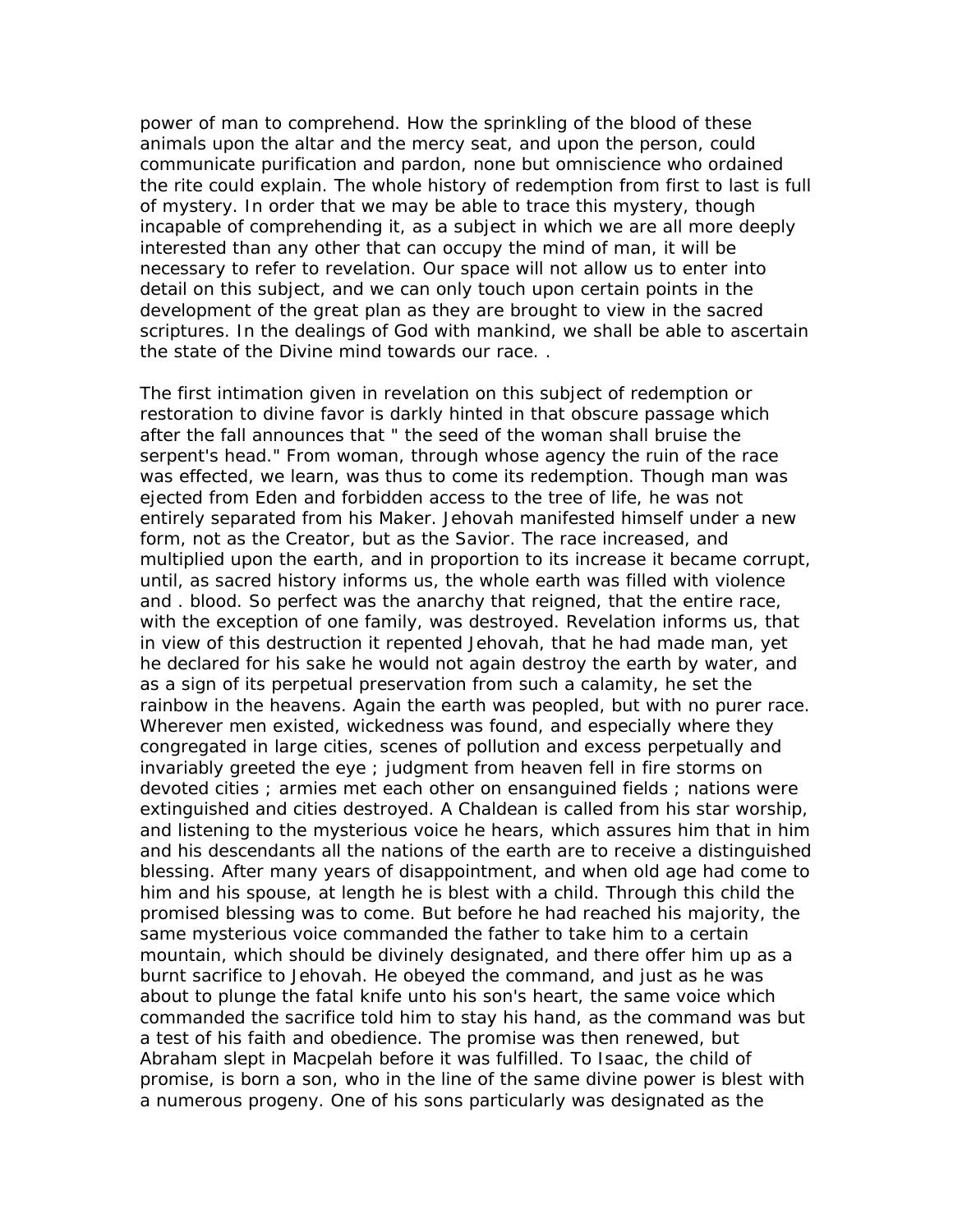power of man to comprehend. How the sprinkling of the blood of these animals upon the altar and the mercy seat, and upon the person, could communicate purification and pardon, none but omniscience who ordained the rite could explain. The whole history of redemption from first to last is full of mystery. In order that we may be able to trace this mystery, though incapable of comprehending it, as a subject in which we are all more deeply interested than any other that can occupy the mind of man, it will be necessary to refer to revelation. Our space will not allow us to enter into detail on this subject, and we can only touch upon certain points in the development of the great plan as they are brought to view in the sacred scriptures. In the dealings of God with mankind, we shall be able to ascertain the state of the Divine mind towards our race. .

The first intimation given in revelation on this subject of redemption or restoration to divine favor is darkly hinted in that obscure passage which after the fall announces that " the seed of the woman shall bruise the serpent's head." From woman, through whose agency the ruin of the race was effected, we learn, was thus to come its redemption. Though man was ejected from Eden and forbidden access to the tree of life, he was not entirely separated from his Maker. Jehovah manifested himself under a new form, not as the Creator, but as the Savior. The race increased, and multiplied upon the earth, and in proportion to its increase it became corrupt, until, as sacred history informs us, the whole earth was filled with violence and . blood. So perfect was the anarchy that reigned, that the entire race, with the exception of one family, was destroyed. Revelation informs us, that in view of this destruction it repented Jehovah, that he had made man, yet he declared for his sake he would not again destroy the earth by water, and as a sign of its perpetual preservation from such a calamity, he set the rainbow in the heavens. Again the earth was peopled, but with no purer race. Wherever men existed, wickedness was found, and especially where they congregated in large cities, scenes of pollution and excess perpetually and invariably greeted the eye ; judgment from heaven fell in fire storms on devoted cities ; armies met each other on ensanguined fields ; nations were extinguished and cities destroyed. A Chaldean is called from his star worship, and listening to the mysterious voice he hears, which assures him that in him and his descendants all the nations of the earth are to receive a distinguished blessing. After many years of disappointment, and when old age had come to him and his spouse, at length he is blest with a child. Through this child the promised blessing was to come. But before he had reached his majority, the same mysterious voice commanded the father to take him to a certain mountain, which should be divinely designated, and there offer him up as a burnt sacrifice to Jehovah. He obeyed the command, and just as he was about to plunge the fatal knife unto his son's heart, the same voice which commanded the sacrifice told him to stay his hand, as the command was but a test of his faith and obedience. The promise was then renewed, but Abraham slept in Macpelah before it was fulfilled. To Isaac, the child of promise, is born a son, who in the line of the same divine power is blest with a numerous progeny. One of his sons particularly was designated as the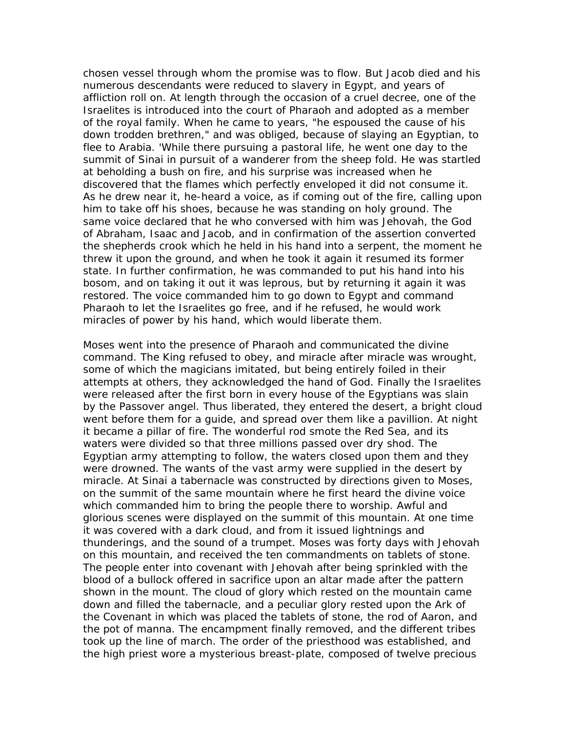chosen vessel through whom the promise was to flow. But Jacob died and his numerous descendants were reduced to slavery in Egypt, and years of affliction roll on. At length through the occasion of a cruel decree, one of the Israelites is introduced into the court of Pharaoh and adopted as a member of the royal family. When he came to years, "he espoused the cause of his down trodden brethren," and was obliged, because of slaying an Egyptian, to flee to Arabia. 'While there pursuing a pastoral life, he went one day to the summit of Sinai in pursuit of a wanderer from the sheep fold. He was startled at beholding a bush on fire, and his surprise was increased when he discovered that the flames which perfectly enveloped it did not consume it. As he drew near it, he-heard a voice, as if coming out of the fire, calling upon him to take off his shoes, because he was standing on holy ground. The same voice declared that he who conversed with him was Jehovah, the God of Abraham, Isaac and Jacob, and in confirmation of the assertion converted the shepherds crook which he held in his hand into a serpent, the moment he threw it upon the ground, and when he took it again it resumed its former state. In further confirmation, he was commanded to put his hand into his bosom, and on taking it out it was leprous, but by returning it again it was restored. The voice commanded him to go down to Egypt and command Pharaoh to let the Israelites go free, and if he refused, he would work miracles of power by his hand, which would liberate them.

Moses went into the presence of Pharaoh and communicated the divine command. The King refused to obey, and miracle after miracle was wrought, some of which the magicians imitated, but being entirely foiled in their attempts at others, they acknowledged the hand of God. Finally the Israelites were released after the first born in every house of the Egyptians was slain by the Passover angel. Thus liberated, they entered the desert, a bright cloud went before them for a guide, and spread over them like a pavillion. At night it became a pillar of fire. The wonderful rod smote the Red Sea, and its waters were divided so that three millions passed over dry shod. The Egyptian army attempting to follow, the waters closed upon them and they were drowned. The wants of the vast army were supplied in the desert by miracle. At Sinai a tabernacle was constructed by directions given to Moses, on the summit of the same mountain where he first heard the divine voice which commanded him to bring the people there to worship. Awful and glorious scenes were displayed on the summit of this mountain. At one time it was covered with a dark cloud, and from it issued lightnings and thunderings, and the sound of a trumpet. Moses was forty days with Jehovah on this mountain, and received the ten commandments on tablets of stone. The people enter into covenant with Jehovah after being sprinkled with the blood of a bullock offered in sacrifice upon an altar made after the pattern shown in the mount. The cloud of glory which rested on the mountain came down and filled the tabernacle, and a peculiar glory rested upon the Ark of the Covenant in which was placed the tablets of stone, the rod of Aaron, and the pot of manna. The encampment finally removed, and the different tribes took up the line of march. The order of the priesthood was established, and the high priest wore a mysterious breast-plate, composed of twelve precious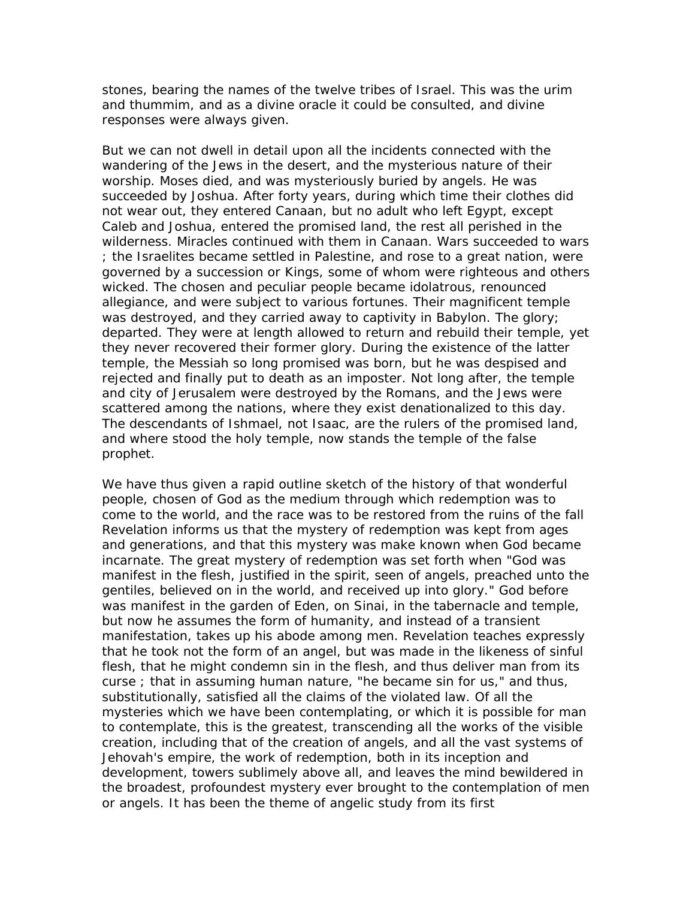stones, bearing the names of the twelve tribes of Israel. This was the urim and thummim, and as a divine oracle it could be consulted, and divine responses were always given.

But we can not dwell in detail upon all the incidents connected with the wandering of the Jews in the desert, and the mysterious nature of their worship. Moses died, and was mysteriously buried by angels. He was succeeded by Joshua. After forty years, during which time their clothes did not wear out, they entered Canaan, but no adult who left Egypt, except Caleb and Joshua, entered the promised land, the rest all perished in the wilderness. Miracles continued with them in Canaan. Wars succeeded to wars ; the Israelites became settled in Palestine, and rose to a great nation, were governed by a succession or Kings, some of whom were righteous and others wicked. The chosen and peculiar people became idolatrous, renounced allegiance, and were subject to various fortunes. Their magnificent temple was destroyed, and they carried away to captivity in Babylon. The glory; departed. They were at length allowed to return and rebuild their temple, yet they never recovered their former glory. During the existence of the latter temple, the Messiah so long promised was born, but he was despised and rejected and finally put to death as an imposter. Not long after, the temple and city of Jerusalem were destroyed by the Romans, and the Jews were scattered among the nations, where they exist denationalized to this day. The descendants of Ishmael, not Isaac, are the rulers of the promised land, and where stood the holy temple, now stands the temple of the false prophet.

We have thus given a rapid outline sketch of the history of that wonderful people, chosen of God as the medium through which redemption was to come to the world, and the race was to be restored from the ruins of the fall Revelation informs us that the mystery of redemption was kept from ages and generations, and that this mystery was make known when God became incarnate. The great mystery of redemption was set forth when "God was manifest in the flesh, justified in the spirit, seen of angels, preached unto the gentiles, believed on in the world, and received up into glory." God before was manifest in the garden of Eden, on Sinai, in the tabernacle and temple, but now he assumes the form of humanity, and instead of a transient manifestation, takes up his abode among men. Revelation teaches expressly that he took not the form of an angel, but was made in the likeness of sinful flesh, that he might condemn sin in the flesh, and thus deliver man from its curse ; that in assuming human nature, "he became sin for us," and thus, substitutionally, satisfied all the claims of the violated law. Of all the mysteries which we have been contemplating, or which it is possible for man to contemplate, this is the greatest, transcending all the works of the visible creation, including that of the creation of angels, and all the vast systems of Jehovah's empire, the work of redemption, both in its inception and development, towers sublimely above all, and leaves the mind bewildered in the broadest, profoundest mystery ever brought to the contemplation of men or angels. It has been the theme of angelic study from its first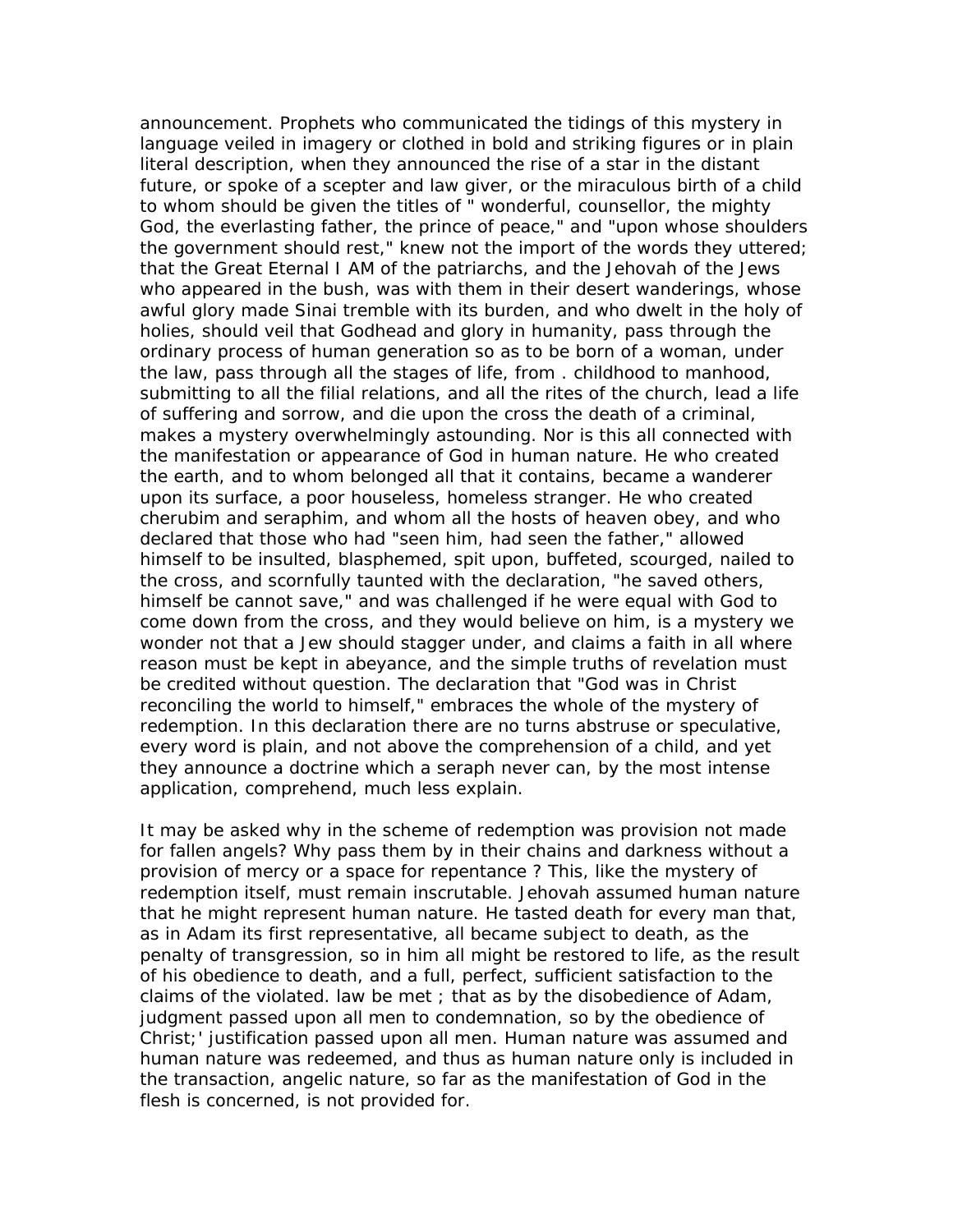announcement. Prophets who communicated the tidings of this mystery in language veiled in imagery or clothed in bold and striking figures or in plain literal description, when they announced the rise of a star in the distant future, or spoke of a scepter and law giver, or the miraculous birth of a child to whom should be given the titles of " wonderful, counsellor, the mighty God, the everlasting father, the prince of peace," and "upon whose shoulders the government should rest," knew not the import of the words they uttered; that the Great Eternal I AM of the patriarchs, and the Jehovah of the Jews who appeared in the bush, was with them in their desert wanderings, whose awful glory made Sinai tremble with its burden, and who dwelt in the holy of holies, should veil that Godhead and glory in humanity, pass through the ordinary process of human generation so as to be born of a woman, under the law, pass through all the stages of life, from . childhood to manhood, submitting to all the filial relations, and all the rites of the church, lead a life of suffering and sorrow, and die upon the cross the death of a criminal, makes a mystery overwhelmingly astounding. Nor is this all connected with the manifestation or appearance of God in human nature. He who created the earth, and to whom belonged all that it contains, became a wanderer upon its surface, a poor houseless, homeless stranger. He who created cherubim and seraphim, and whom all the hosts of heaven obey, and who declared that those who had "seen him, had seen the father," allowed himself to be insulted, blasphemed, spit upon, buffeted, scourged, nailed to the cross, and scornfully taunted with the declaration, "he saved others, himself be cannot save," and was challenged if he were equal with God to come down from the cross, and they would believe on him, is a mystery we wonder not that a Jew should stagger under, and claims a faith in all where reason must be kept in abeyance, and the simple truths of revelation must be credited without question. The declaration that "God was in Christ reconciling the world to himself," embraces the whole of the mystery of redemption. In this declaration there are no turns abstruse or speculative, every word is plain, and not above the comprehension of a child, and yet they announce a doctrine which a seraph never can, by the most intense application, comprehend, much less explain.

It may be asked why in the scheme of redemption was provision not made for fallen angels? Why pass them by in their chains and darkness without a provision of mercy or a space for repentance ? This, like the mystery of redemption itself, must remain inscrutable. Jehovah assumed human nature that he might represent human nature. He tasted death for every man that, as in Adam its first representative, all became subject to death, as the penalty of transgression, so in him all might be restored to life, as the result of his obedience to death, and a full, perfect, sufficient satisfaction to the claims of the violated. law be met ; that as by the disobedience of Adam, judgment passed upon all men to condemnation, so by the obedience of Christ;' justification passed upon all men. Human nature was assumed and human nature was redeemed, and thus as human nature only is included in the transaction, angelic nature, so far as the manifestation of God in the flesh is concerned, is not provided for.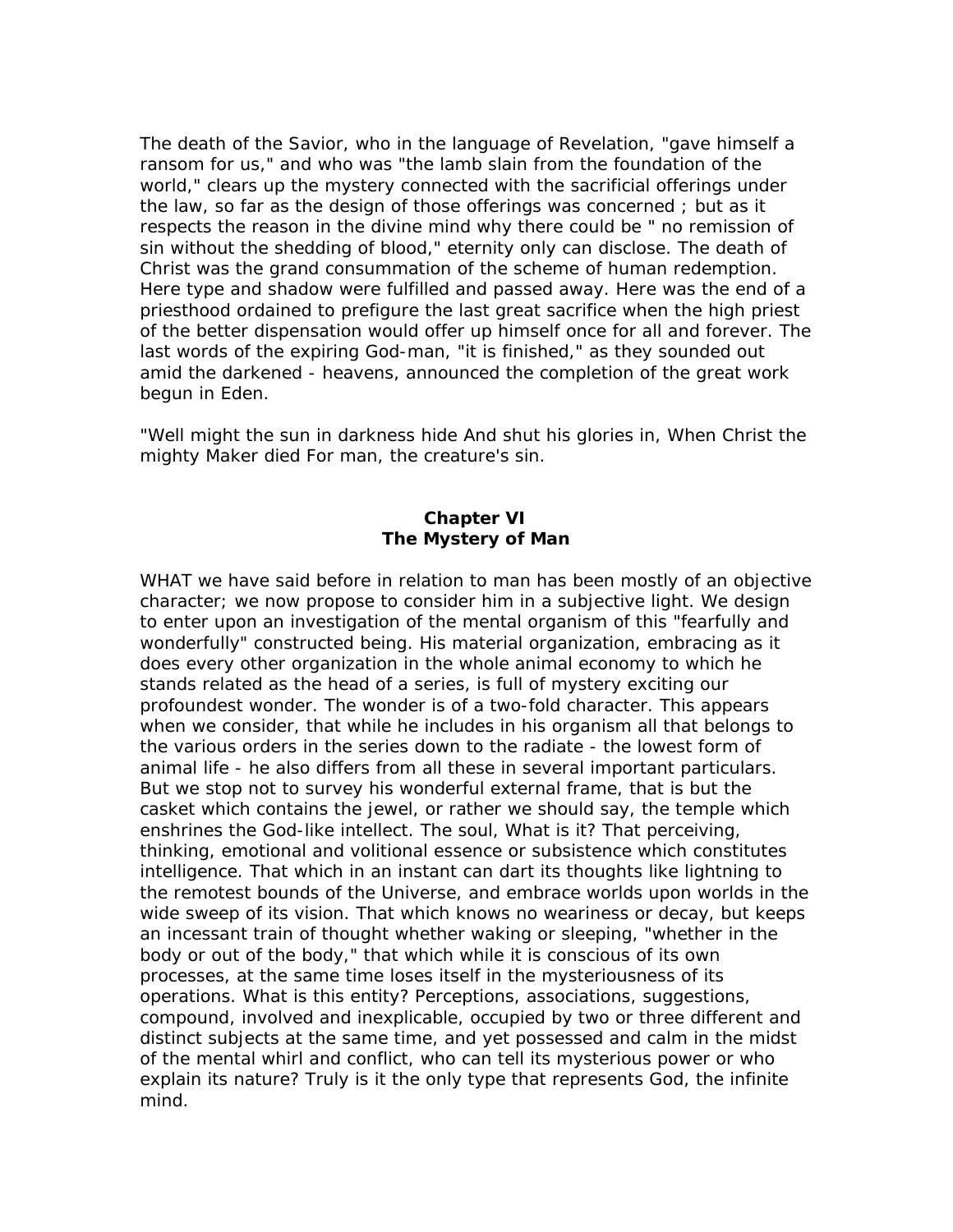The death of the Savior, who in the language of Revelation, "gave himself a ransom for us," and who was "the lamb slain from the foundation of the world," clears up the mystery connected with the sacrificial offerings under the law, so far as the design of those offerings was concerned ; but as it respects the reason in the divine mind why there could be " no remission of sin without the shedding of blood," eternity only can disclose. The death of Christ was the grand consummation of the scheme of human redemption. Here type and shadow were fulfilled and passed away. Here was the end of a priesthood ordained to prefigure the last great sacrifice when the high priest of the better dispensation would offer up himself once for all and forever. The last words of the expiring God-man, "it is finished," as they sounded out amid the darkened - heavens, announced the completion of the great work begun in Eden.

"Well might the sun in darkness hide And shut his glories in, When Christ the mighty Maker died For man, the creature's sin.

## Chapter VI
## The Mystery of Man

WHAT we have said before in relation to man has been mostly of an objective character; we now propose to consider him in a subjective light. We design to enter upon an investigation of the mental organism of this "fearfully and wonderfully" constructed being. His material organization, embracing as it does every other organization in the whole animal economy to which he stands related as the head of a series, is full of mystery exciting our profoundest wonder. The wonder is of a two-fold character. This appears when we consider, that while he includes in his organism all that belongs to the various orders in the series down to the radiate - the lowest form of animal life - he also differs from all these in several important particulars. But we stop not to survey his wonderful external frame, that is but the casket which contains the jewel, or rather we should say, the temple which enshrines the God-like intellect. The soul, What is it? That perceiving, thinking, emotional and volitional essence or subsistence which constitutes intelligence. That which in an instant can dart its thoughts like lightning to the remotest bounds of the Universe, and embrace worlds upon worlds in the wide sweep of its vision. That which knows no weariness or decay, but keeps an incessant train of thought whether waking or sleeping, "whether in the body or out of the body," that which while it is conscious of its own processes, at the same time loses itself in the mysteriousness of its operations. What is this entity? Perceptions, associations, suggestions, compound, involved and inexplicable, occupied by two or three different and distinct subjects at the same time, and yet possessed and calm in the midst of the mental whirl and conflict, who can tell its mysterious power or who explain its nature? Truly is it the only type that represents God, the infinite mind.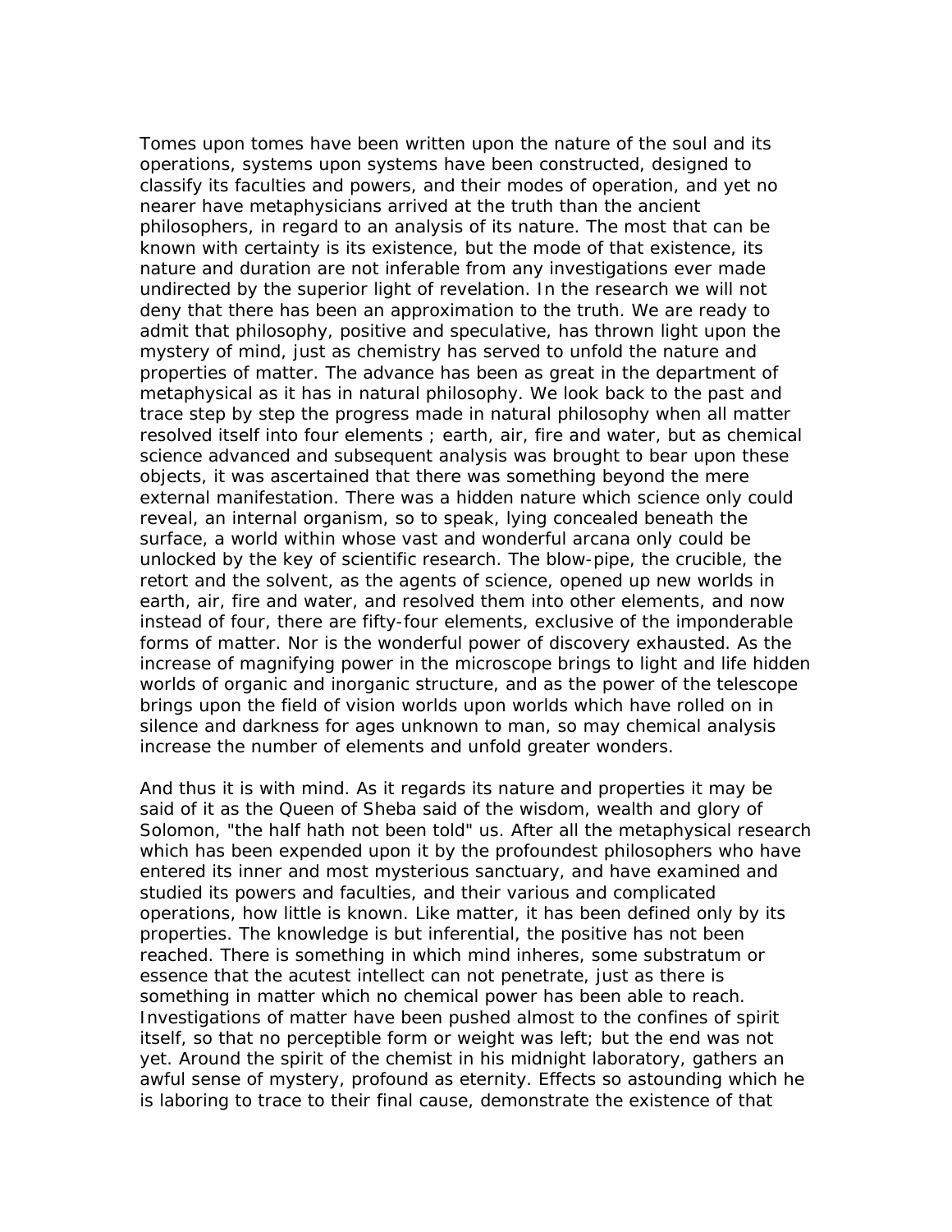Tomes upon tomes have been written upon the nature of the soul and its operations, systems upon systems have been constructed, designed to classify its faculties and powers, and their modes of operation, and yet no nearer have metaphysicians arrived at the truth than the ancient philosophers, in regard to an analysis of its nature. The most that can be known with certainty is its existence, but the mode of that existence, its nature and duration are not inferable from any investigations ever made undirected by the superior light of revelation. In the research we will not deny that there has been an approximation to the truth. We are ready to admit that philosophy, positive and speculative, has thrown light upon the mystery of mind, just as chemistry has served to unfold the nature and properties of matter. The advance has been as great in the department of metaphysical as it has in natural philosophy. We look back to the past and trace step by step the progress made in natural philosophy when all matter resolved itself into four elements ; earth, air, fire and water, but as chemical science advanced and subsequent analysis was brought to bear upon these objects, it was ascertained that there was something beyond the mere external manifestation. There was a hidden nature which science only could reveal, an internal organism, so to speak, lying concealed beneath the surface, a world within whose vast and wonderful arcana only could be unlocked by the key of scientific research. The blow-pipe, the crucible, the retort and the solvent, as the agents of science, opened up new worlds in earth, air, fire and water, and resolved them into other elements, and now instead of four, there are fifty-four elements, exclusive of the imponderable forms of matter. Nor is the wonderful power of discovery exhausted. As the increase of magnifying power in the microscope brings to light and life hidden worlds of organic and inorganic structure, and as the power of the telescope brings upon the field of vision worlds upon worlds which have rolled on in silence and darkness for ages unknown to man, so may chemical analysis increase the number of elements and unfold greater wonders.

And thus it is with mind. As it regards its nature and properties it may be said of it as the Queen of Sheba said of the wisdom, wealth and glory of Solomon, "the half hath not been told" us. After all the metaphysical research which has been expended upon it by the profoundest philosophers who have entered its inner and most mysterious sanctuary, and have examined and studied its powers and faculties, and their various and complicated operations, how little is known. Like matter, it has been defined only by its properties. The knowledge is but inferential, the positive has not been reached. There is something in which mind inheres, some substratum or essence that the acutest intellect can not penetrate, just as there is something in matter which no chemical power has been able to reach. Investigations of matter have been pushed almost to the confines of spirit itself, so that no perceptible form or weight was left; but the end was not yet. Around the spirit of the chemist in his midnight laboratory, gathers an awful sense of mystery, profound as eternity. Effects so astounding which he is laboring to trace to their final cause, demonstrate the existence of that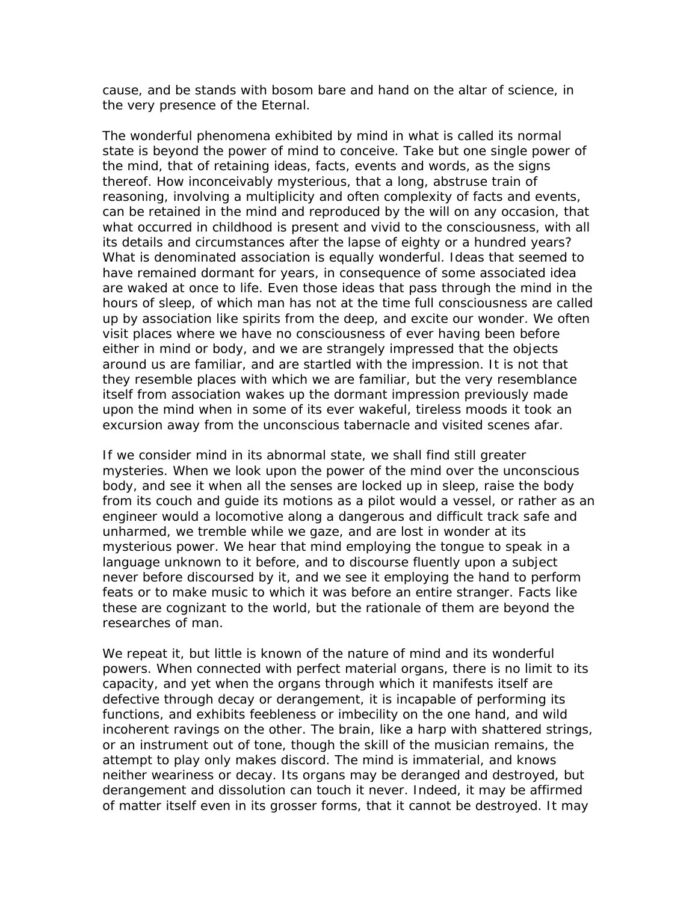cause, and be stands with bosom bare and hand on the altar of science, in the very presence of the Eternal.

The wonderful phenomena exhibited by mind in what is called its normal state is beyond the power of mind to conceive. Take but one single power of the mind, that of retaining ideas, facts, events and words, as the signs thereof. How inconceivably mysterious, that a long, abstruse train of reasoning, involving a multiplicity and often complexity of facts and events, can be retained in the mind and reproduced by the will on any occasion, that what occurred in childhood is present and vivid to the consciousness, with all its details and circumstances after the lapse of eighty or a hundred years? What is denominated association is equally wonderful. Ideas that seemed to have remained dormant for years, in consequence of some associated idea are waked at once to life. Even those ideas that pass through the mind in the hours of sleep, of which man has not at the time full consciousness are called up by association like spirits from the deep, and excite our wonder. We often visit places where we have no consciousness of ever having been before either in mind or body, and we are strangely impressed that the objects around us are familiar, and are startled with the impression. It is not that they resemble places with which we are familiar, but the very resemblance itself from association wakes up the dormant impression previously made upon the mind when in some of its ever wakeful, tireless moods it took an excursion away from the unconscious tabernacle and visited scenes afar.

If we consider mind in its abnormal state, we shall find still greater mysteries. When we look upon the power of the mind over the unconscious body, and see it when all the senses are locked up in sleep, raise the body from its couch and guide its motions as a pilot would a vessel, or rather as an engineer would a locomotive along a dangerous and difficult track safe and unharmed, we tremble while we gaze, and are lost in wonder at its mysterious power. We hear that mind employing the tongue to speak in a language unknown to it before, and to discourse fluently upon a subject never before discoursed by it, and we see it employing the hand to perform feats or to make music to which it was before an entire stranger. Facts like these are cognizant to the world, but the rationale of them are beyond the researches of man.

We repeat it, but little is known of the nature of mind and its wonderful powers. When connected with perfect material organs, there is no limit to its capacity, and yet when the organs through which it manifests itself are defective through decay or derangement, it is incapable of performing its functions, and exhibits feebleness or imbecility on the one hand, and wild incoherent ravings on the other. The brain, like a harp with shattered strings, or an instrument out of tone, though the skill of the musician remains, the attempt to play only makes discord. The mind is immaterial, and knows neither weariness or decay. Its organs may be deranged and destroyed, but derangement and dissolution can touch it never. Indeed, it may be affirmed of matter itself even in its grosser forms, that it cannot be destroyed. It may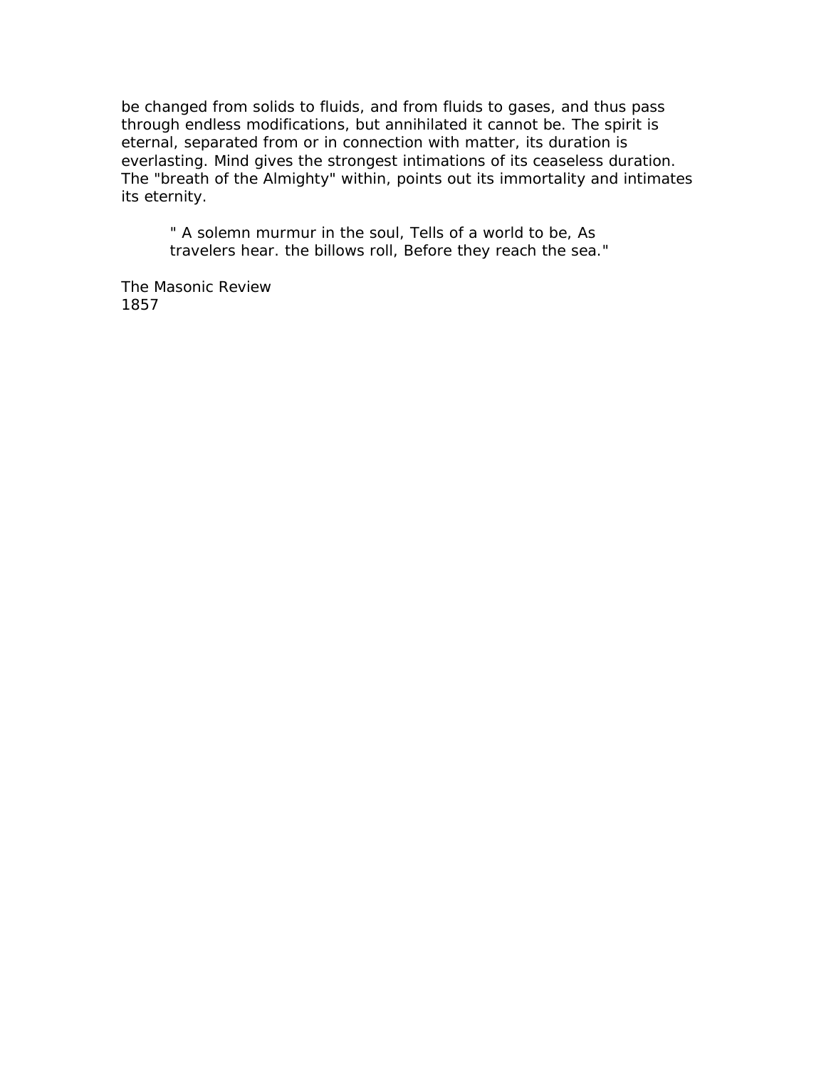be changed from solids to fluids, and from fluids to gases, and thus pass through endless modifications, but annihilated it cannot be. The spirit is eternal, separated from or in connection with matter, its duration is everlasting. Mind gives the strongest intimations of its ceaseless duration. The "breath of the Almighty" within, points out its immortality and intimates its eternity.

> " A solemn murmur in the soul, Tells of a world to be, As travelers hear. the billows roll, Before they reach the sea."

The Masonic Review
1857